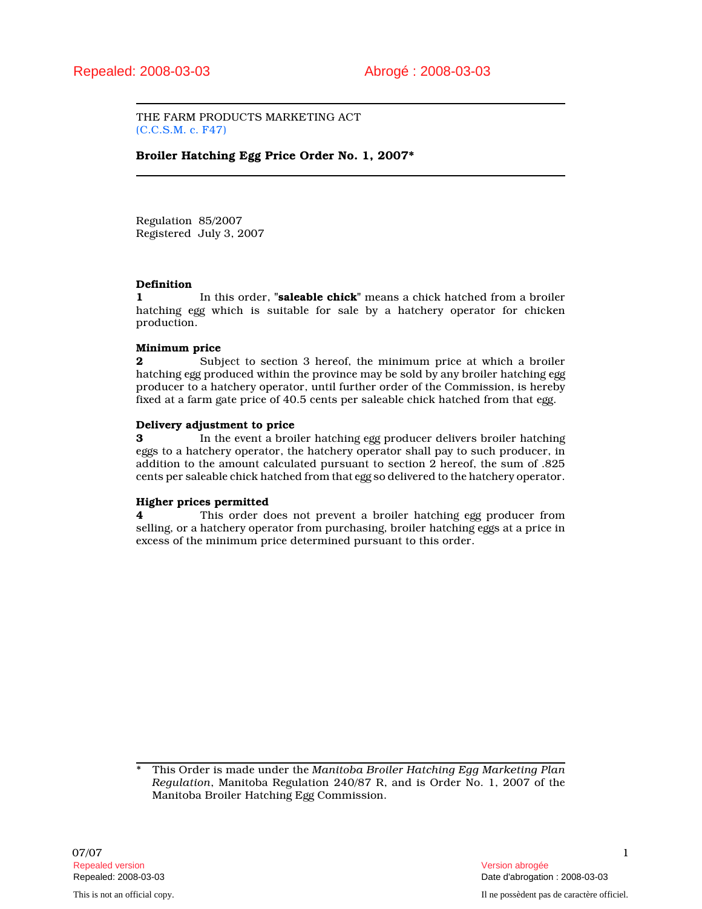Repealed: 2008-03-03 Abrogé : 2008-03-03

THE FARM PRODUCTS MARKETING ACT
(C.C.S.M. c. F47)

# Broiler Hatching Egg Price Order No. 1, 2007*

Regulation 85/2007
Registered July 3, 2007

**Definition**

**1** In this order, "**saleable chick**" means a chick hatched from a broiler hatching egg which is suitable for sale by a hatchery operator for chicken production.

**Minimum price**

**2** Subject to section 3 hereof, the minimum price at which a broiler hatching egg produced within the province may be sold by any broiler hatching egg producer to a hatchery operator, until further order of the Commission, is hereby fixed at a farm gate price of 40.5 cents per saleable chick hatched from that egg.

**Delivery adjustment to price**

**3** In the event a broiler hatching egg producer delivers broiler hatching eggs to a hatchery operator, the hatchery operator shall pay to such producer, in addition to the amount calculated pursuant to section 2 hereof, the sum of .825 cents per saleable chick hatched from that egg so delivered to the hatchery operator.

**Higher prices permitted**

**4** This order does not prevent a broiler hatching egg producer from selling, or a hatchery operator from purchasing, broiler hatching eggs at a price in excess of the minimum price determined pursuant to this order.

\* This Order is made under the *Manitoba Broiler Hatching Egg Marketing Plan Regulation*, Manitoba Regulation 240/87 R, and is Order No. 1, 2007 of the Manitoba Broiler Hatching Egg Commission.

07/07

Repealed version Version abrogée
Repealed: 2008-03-03 Date d'abrogation : 2008-03-03

This is not an official copy. Il ne possèdent pas de caractère officiel.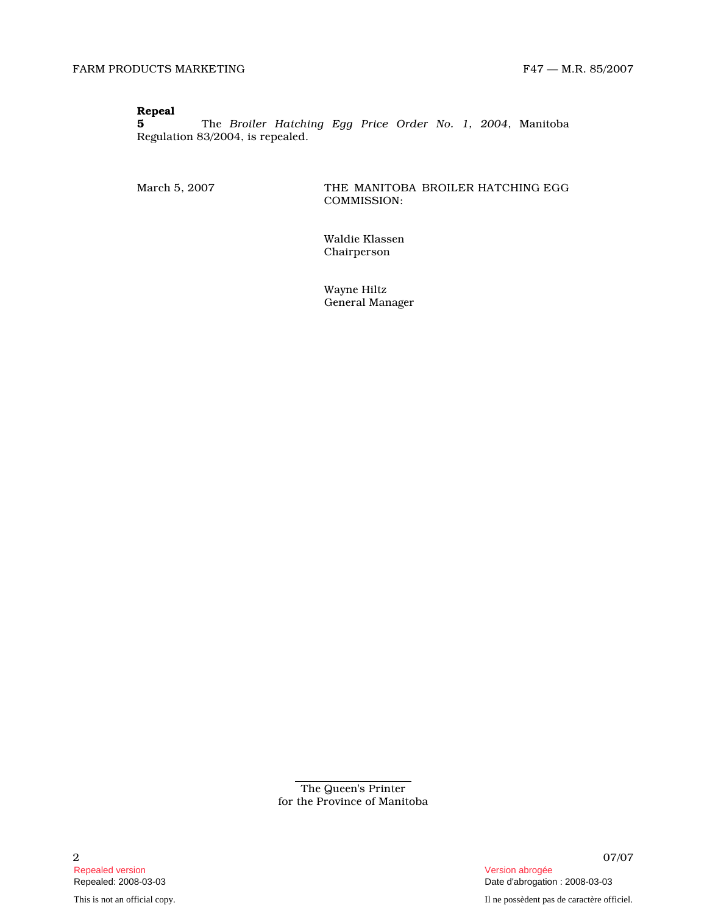**Repeal**

**5** The *Broiler Hatching Egg Price Order No. 1, 2004*, Manitoba Regulation 83/2004, is repealed.

March 5, 2007

THE MANITOBA BROILER HATCHING EGG COMMISSION:

Waldie Klassen
Chairperson

Wayne Hiltz
General Manager

The Queen's Printer
for the Province of Manitoba

Repealed version
Repealed: 2008-03-03

Version abrogée
Date d'abrogation : 2008-03-03

This is not an official copy.

Il ne possèdent pas de caractère officiel.